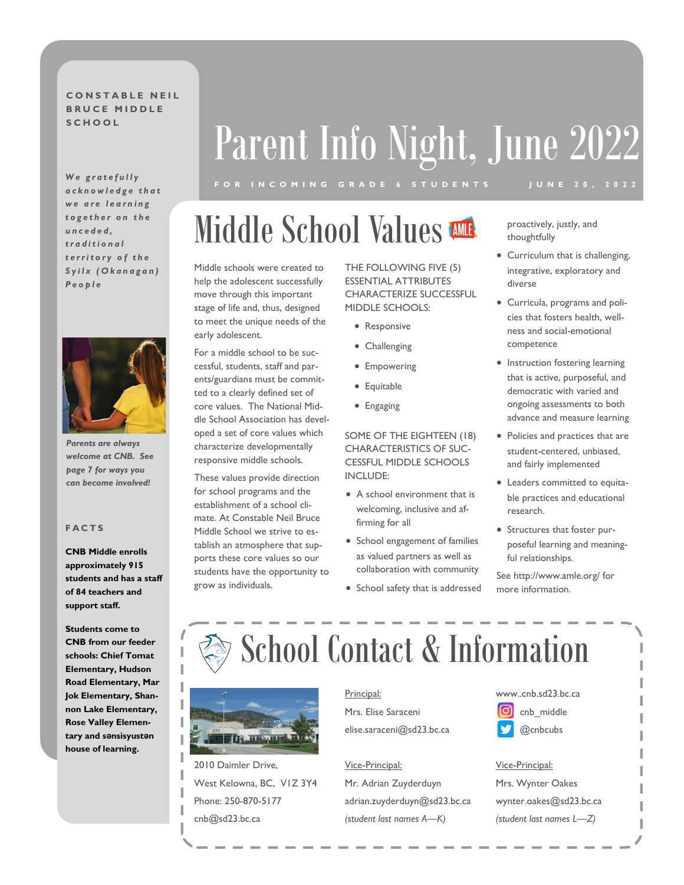CONSTABLE NEIL BRUCE MIDDLE SCHOOL

*We gratefully acknowledge that we are learning together on the unceded, traditional territory of the Syilx (Okanagan) People*

# Parent Info Night, June 2022

FOR INCOMING GRADE 6 STUDENTS — JUNE 20, 2022

*Parents are always welcome at CNB. See page 7 for ways you can become involved!*

### FACTS

**CNB Middle enrolls approximately 915 students and has a staff of 84 teachers and support staff.**

**Students come to CNB from our feeder schools: Chief Tomat Elementary, Hudson Road Elementary, Mar Jok Elementary, Shannon Lake Elementary, Rose Valley Elementary and sənsisyustən house of learning.**

## Middle School Values

Middle schools were created to help the adolescent successfully move through this important stage of life and, thus, designed to meet the unique needs of the early adolescent.

For a middle school to be successful, students, staff and parents/guardians must be committed to a clearly defined set of core values. The National Middle School Association has developed a set of core values which characterize developmentally responsive middle schools.

These values provide direction for school programs and the establishment of a school climate. At Constable Neil Bruce Middle School we strive to establish an atmosphere that supports these core values so our students have the opportunity to grow as individuals.

THE FOLLOWING FIVE (5) ESSENTIAL ATTRIBUTES CHARACTERIZE SUCCESSFUL MIDDLE SCHOOLS:

- Responsive
- Challenging
- Empowering
- Equitable
- Engaging

SOME OF THE EIGHTEEN (18) CHARACTERISTICS OF SUCCESSFUL MIDDLE SCHOOLS INCLUDE:

- A school environment that is welcoming, inclusive and affirming for all
- School engagement of families as valued partners as well as collaboration with community
- School safety that is addressed proactively, justly, and thoughtfully
- Curriculum that is challenging, integrative, exploratory and diverse
- Curricula, programs and policies that fosters health, wellness and social-emotional competence
- Instruction fostering learning that is active, purposeful, and democratic with varied and ongoing assessments to both advance and measure learning
- Policies and practices that are student-centered, unbiased, and fairly implemented
- Leaders committed to equitable practices and educational research.
- Structures that foster purposeful learning and meaningful relationships.

See http://www.amle.org/ for more information.

## School Contact & Information

2010 Daimler Drive,
West Kelowna, BC, V1Z 3Y4
Phone: 250-870-5177
cnb@sd23.bc.ca

Principal:
Mrs. Elise Saraceni
elise.saraceni@sd23.bc.ca

Vice-Principal:
Mr. Adrian Zuyderduyn
adrian.zuyderduyn@sd23.bc.ca
*(student last names A—K)*

www..cnb.sd23.bc.ca
cnb_middle
@cnbcubs

Vice-Principal:
Mrs. Wynter Oakes
wynter.oakes@sd23.bc.ca
*(student last names L—Z)*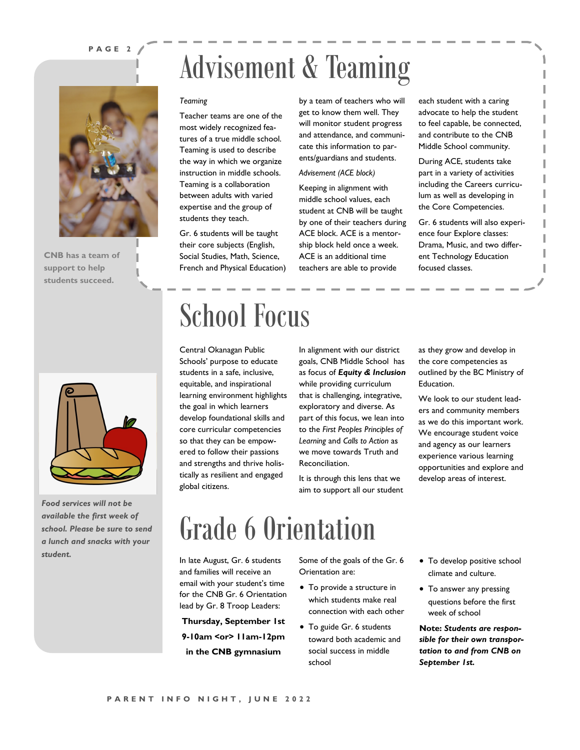# Advisement & Teaming

*Teaming*

Teacher teams are one of the most widely recognized features of a true middle school. Teaming is used to describe the way in which we organize instruction in middle schools. Teaming is a collaboration between adults with varied expertise and the group of students they teach.

Gr. 6 students will be taught their core subjects (English, Social Studies, Math, Science, French and Physical Education) by a team of teachers who will get to know them well. They will monitor student progress and attendance, and communicate this information to parents/guardians and students.

*Advisement (ACE block)*

Keeping in alignment with middle school values, each student at CNB will be taught by one of their teachers during ACE block. ACE is a mentorship block held once a week. ACE is an additional time teachers are able to provide each student with a caring advocate to help the student to feel capable, be connected, and contribute to the CNB Middle School community.

During ACE, students take part in a variety of activities including the Careers curriculum as well as developing in the Core Competencies.

Gr. 6 students will also experience four Explore classes: Drama, Music, and two different Technology Education focused classes.

**CNB has a team of support to help students succeed.**

# School Focus

Central Okanagan Public Schools' purpose to educate students in a safe, inclusive, equitable, and inspirational learning environment highlights the goal in which learners develop foundational skills and core curricular competencies so that they can be empowered to follow their passions and strengths and thrive holistically as resilient and engaged global citizens.

In alignment with our district goals, CNB Middle School has as focus of ***Equity & Inclusion*** while providing curriculum that is challenging, integrative, exploratory and diverse. As part of this focus, we lean into to the *First Peoples Principles of Learning* and *Calls to Action* as we move towards Truth and Reconciliation.

It is through this lens that we aim to support all our student as they grow and develop in the core competencies as outlined by the BC Ministry of Education.

We look to our student leaders and community members as we do this important work. We encourage student voice and agency as our learners experience various learning opportunities and explore and develop areas of interest.

***Food services will not be available the first week of school. Please be sure to send a lunch and snacks with your student.***

# Grade 6 Orientation

In late August, Gr. 6 students and families will receive an email with your student's time for the CNB Gr. 6 Orientation lead by Gr. 8 Troop Leaders:

**Thursday, September 1st**
**9-10am <or> 11am-12pm**
**in the CNB gymnasium**

Some of the goals of the Gr. 6 Orientation are:

- To provide a structure in which students make real connection with each other
- To guide Gr. 6 students toward both academic and social success in middle school
- To develop positive school climate and culture.
- To answer any pressing questions before the first week of school

**Note:** ***Students are responsible for their own transportation to and from CNB on September 1st.***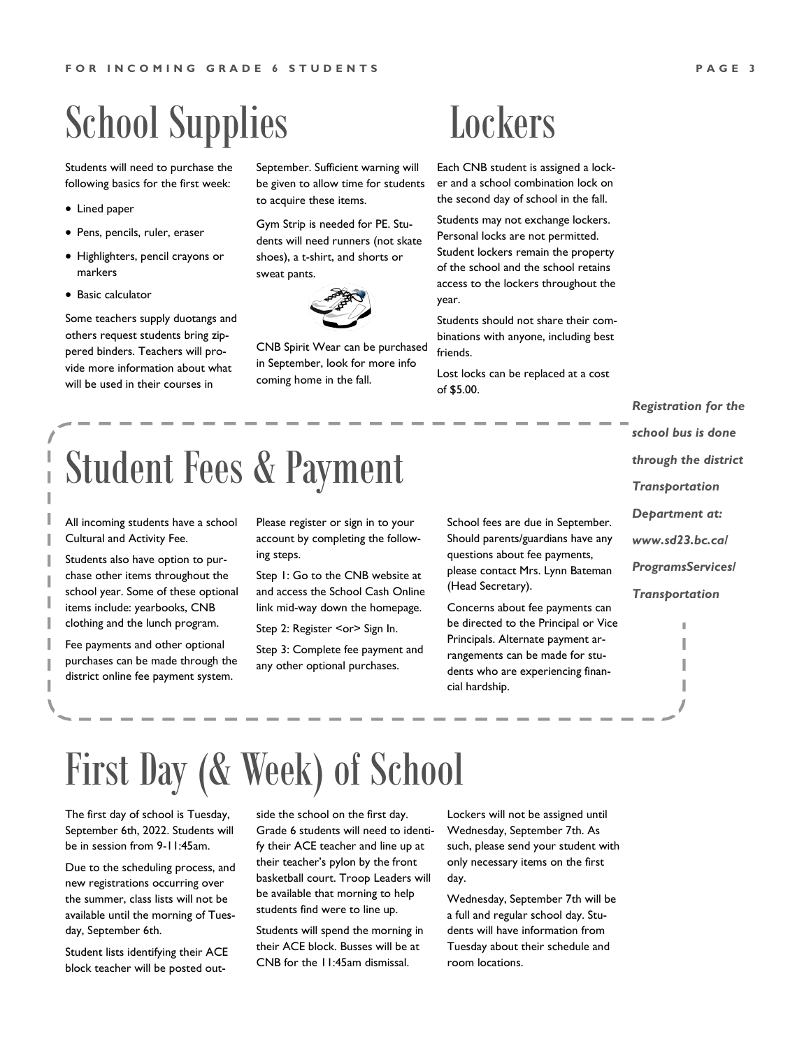# School Supplies

Students will need to purchase the following basics for the first week:

- Lined paper
- Pens, pencils, ruler, eraser
- Highlighters, pencil crayons or markers
- Basic calculator

Some teachers supply duotangs and others request students bring zippered binders. Teachers will provide more information about what will be used in their courses in September. Sufficient warning will be given to allow time for students to acquire these items.

Gym Strip is needed for PE. Students will need runners (not skate shoes), a t-shirt, and shorts or sweat pants.

CNB Spirit Wear can be purchased in September, look for more info coming home in the fall.

# Lockers

Each CNB student is assigned a locker and a school combination lock on the second day of school in the fall.

Students may not exchange lockers. Personal locks are not permitted. Student lockers remain the property of the school and the school retains access to the lockers throughout the year.

Students should not share their combinations with anyone, including best friends.

Lost locks can be replaced at a cost of $5.00.

***Registration for the school bus is done through the district Transportation Department at: www.sd23.bc.ca/ProgramsServices/Transportation***

# Student Fees & Payment

All incoming students have a school Cultural and Activity Fee.

Students also have option to purchase other items throughout the school year. Some of these optional items include: yearbooks, CNB clothing and the lunch program.

Fee payments and other optional purchases can be made through the district online fee payment system.

Please register or sign in to your account by completing the following steps.

Step 1: Go to the CNB website at and access the School Cash Online link mid-way down the homepage.

Step 2: Register <or> Sign In.

Step 3: Complete fee payment and any other optional purchases.

School fees are due in September. Should parents/guardians have any questions about fee payments, please contact Mrs. Lynn Bateman (Head Secretary).

Concerns about fee payments can be directed to the Principal or Vice Principals. Alternate payment arrangements can be made for students who are experiencing financial hardship.

# First Day (& Week) of School

The first day of school is Tuesday, September 6th, 2022. Students will be in session from 9-11:45am.

Due to the scheduling process, and new registrations occurring over the summer, class lists will not be available until the morning of Tuesday, September 6th.

Student lists identifying their ACE block teacher will be posted outside the school on the first day. Grade 6 students will need to identify their ACE teacher and line up at their teacher's pylon by the front basketball court. Troop Leaders will be available that morning to help students find were to line up.

Students will spend the morning in their ACE block. Busses will be at CNB for the 11:45am dismissal.

Lockers will not be assigned until Wednesday, September 7th. As such, please send your student with only necessary items on the first day.

Wednesday, September 7th will be a full and regular school day. Students will have information from Tuesday about their schedule and room locations.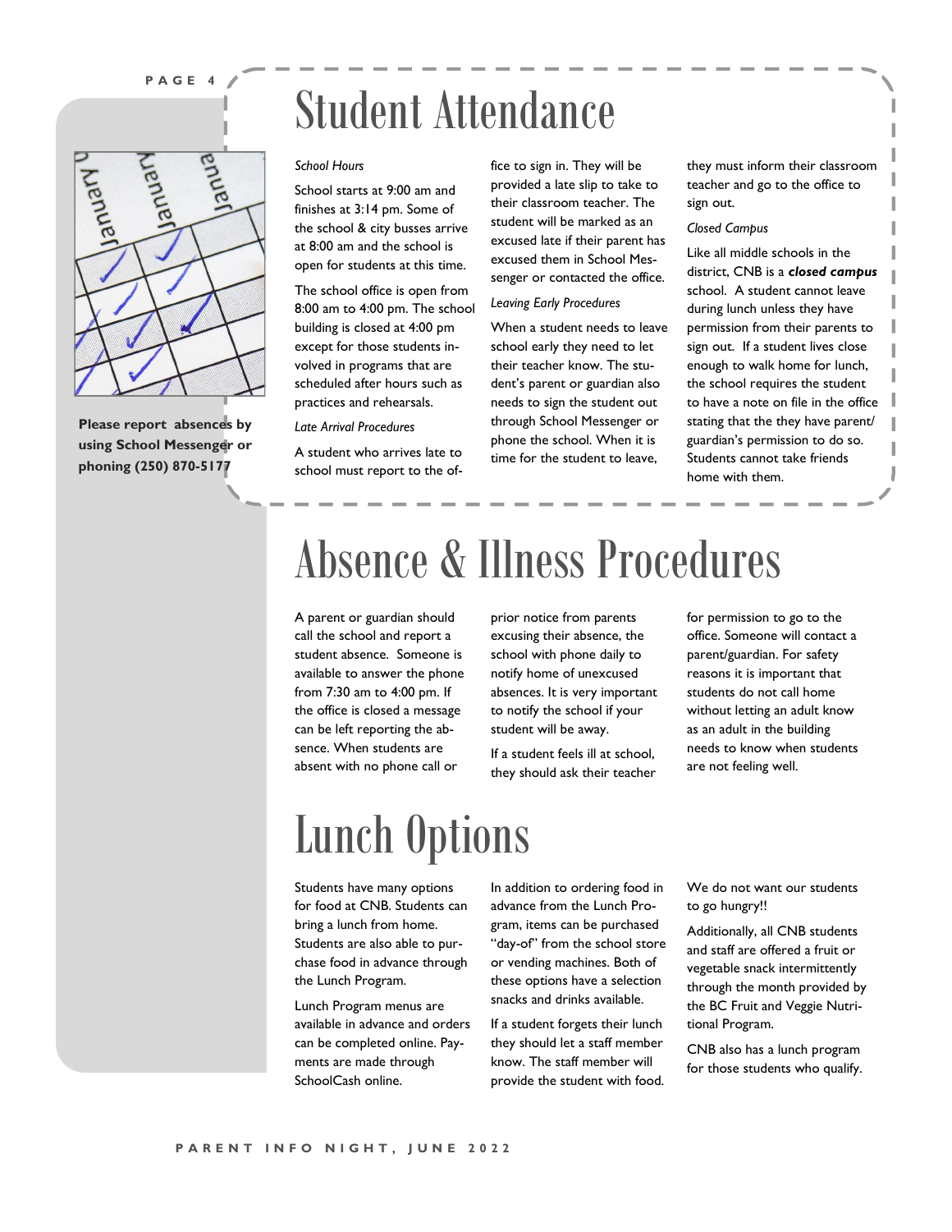# Student Attendance

**Please report absences by using School Messenger or phoning (250) 870-5177**

*School Hours*

School starts at 9:00 am and finishes at 3:14 pm. Some of the school & city busses arrive at 8:00 am and the school is open for students at this time.

The school office is open from 8:00 am to 4:00 pm. The school building is closed at 4:00 pm except for those students involved in programs that are scheduled after hours such as practices and rehearsals.

*Late Arrival Procedures*

A student who arrives late to school must report to the office to sign in. They will be provided a late slip to take to their classroom teacher. The student will be marked as an excused late if their parent has excused them in School Messenger or contacted the office.

*Leaving Early Procedures*

When a student needs to leave school early they need to let their teacher know. The student's parent or guardian also needs to sign the student out through School Messenger or phone the school. When it is time for the student to leave, they must inform their classroom teacher and go to the office to sign out.

*Closed Campus*

Like all middle schools in the district, CNB is a ***closed campus*** school. A student cannot leave during lunch unless they have permission from their parents to sign out. If a student lives close enough to walk home for lunch, the school requires the student to have a note on file in the office stating that the they have parent/guardian's permission to do so. Students cannot take friends home with them.

# Absence & Illness Procedures

A parent or guardian should call the school and report a student absence. Someone is available to answer the phone from 7:30 am to 4:00 pm. If the office is closed a message can be left reporting the absence. When students are absent with no phone call or prior notice from parents excusing their absence, the school with phone daily to notify home of unexcused absences. It is very important to notify the school if your student will be away.

If a student feels ill at school, they should ask their teacher for permission to go to the office. Someone will contact a parent/guardian. For safety reasons it is important that students do not call home without letting an adult know as an adult in the building needs to know when students are not feeling well.

# Lunch Options

Students have many options for food at CNB. Students can bring a lunch from home. Students are also able to purchase food in advance through the Lunch Program.

Lunch Program menus are available in advance and orders can be completed online. Payments are made through SchoolCash online.

In addition to ordering food in advance from the Lunch Program, items can be purchased "day-of" from the school store or vending machines. Both of these options have a selection snacks and drinks available.

If a student forgets their lunch they should let a staff member know. The staff member will provide the student with food. We do not want our students to go hungry!!

Additionally, all CNB students and staff are offered a fruit or vegetable snack intermittently through the month provided by the BC Fruit and Veggie Nutritional Program.

CNB also has a lunch program for those students who qualify.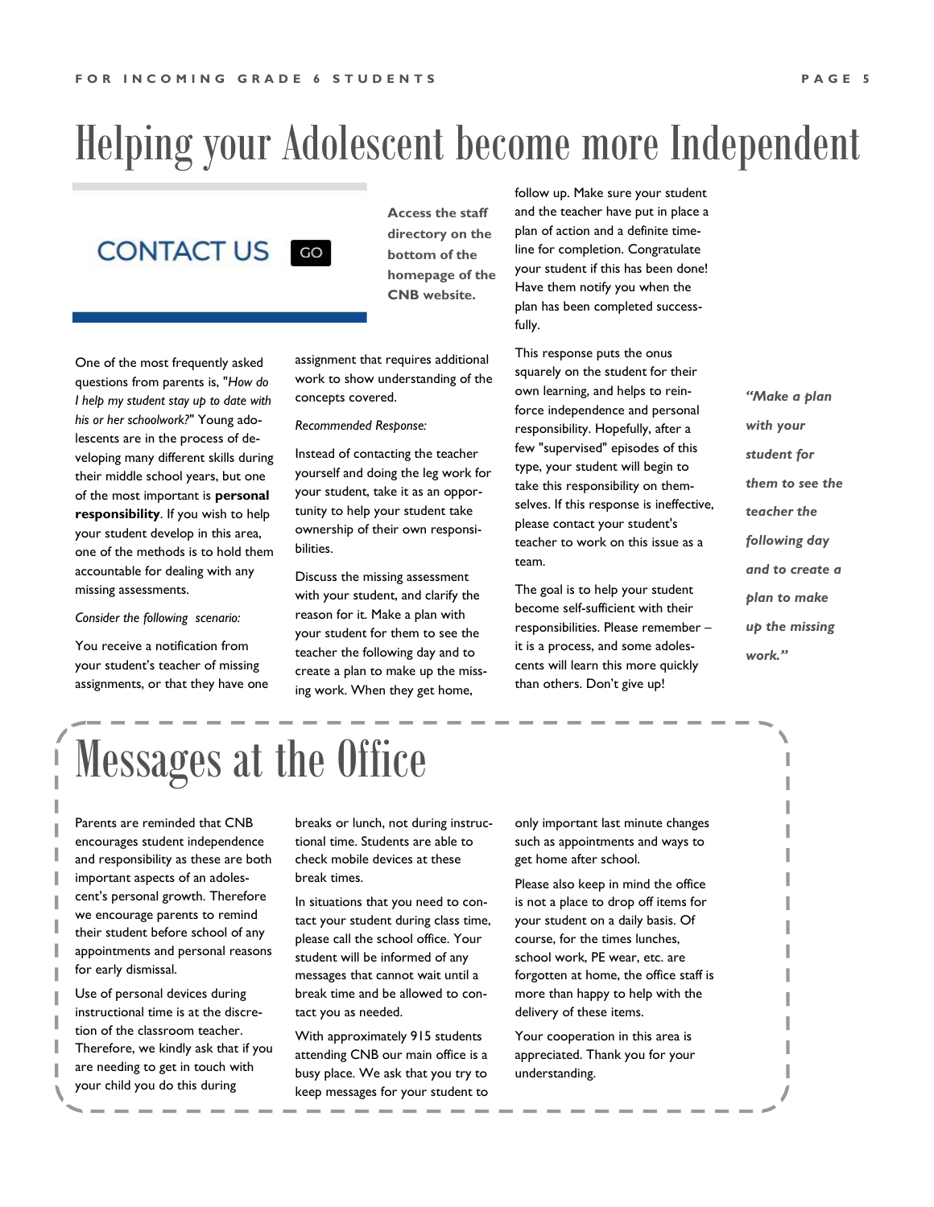# Helping your Adolescent become more Independent

CONTACT US GO

**Access the staff directory on the bottom of the homepage of the CNB website.**

One of the most frequently asked questions from parents is, "*How do I help my student stay up to date with his or her schoolwork?*" Young adolescents are in the process of developing many different skills during their middle school years, but one of the most important is **personal responsibility**. If you wish to help your student develop in this area, one of the methods is to hold them accountable for dealing with any missing assessments.

*Consider the following scenario:*

You receive a notification from your student's teacher of missing assignments, or that they have one assignment that requires additional work to show understanding of the concepts covered.

*Recommended Response:*

Instead of contacting the teacher yourself and doing the leg work for your student, take it as an opportunity to help your student take ownership of their own responsibilities.

Discuss the missing assessment with your student, and clarify the reason for it. Make a plan with your student for them to see the teacher the following day and to create a plan to make up the missing work. When they get home, follow up. Make sure your student and the teacher have put in place a plan of action and a definite timeline for completion. Congratulate your student if this has been done! Have them notify you when the plan has been completed successfully.

This response puts the onus squarely on the student for their own learning, and helps to reinforce independence and personal responsibility. Hopefully, after a few "supervised" episodes of this type, your student will begin to take this responsibility on themselves. If this response is ineffective, please contact your student's teacher to work on this issue as a team.

The goal is to help your student become self-sufficient with their responsibilities. Please remember – it is a process, and some adolescents will learn this more quickly than others. Don't give up!

***"Make a plan with your student for them to see the teacher the following day and to create a plan to make up the missing work."***

# Messages at the Office

Parents are reminded that CNB encourages student independence and responsibility as these are both important aspects of an adolescent's personal growth. Therefore we encourage parents to remind their student before school of any appointments and personal reasons for early dismissal.

Use of personal devices during instructional time is at the discretion of the classroom teacher. Therefore, we kindly ask that if you are needing to get in touch with your child you do this during breaks or lunch, not during instructional time. Students are able to check mobile devices at these break times.

In situations that you need to contact your student during class time, please call the school office. Your student will be informed of any messages that cannot wait until a break time and be allowed to contact you as needed.

With approximately 915 students attending CNB our main office is a busy place. We ask that you try to keep messages for your student to only important last minute changes such as appointments and ways to get home after school.

Please also keep in mind the office is not a place to drop off items for your student on a daily basis. Of course, for the times lunches, school work, PE wear, etc. are forgotten at home, the office staff is more than happy to help with the delivery of these items.

Your cooperation in this area is appreciated. Thank you for your understanding.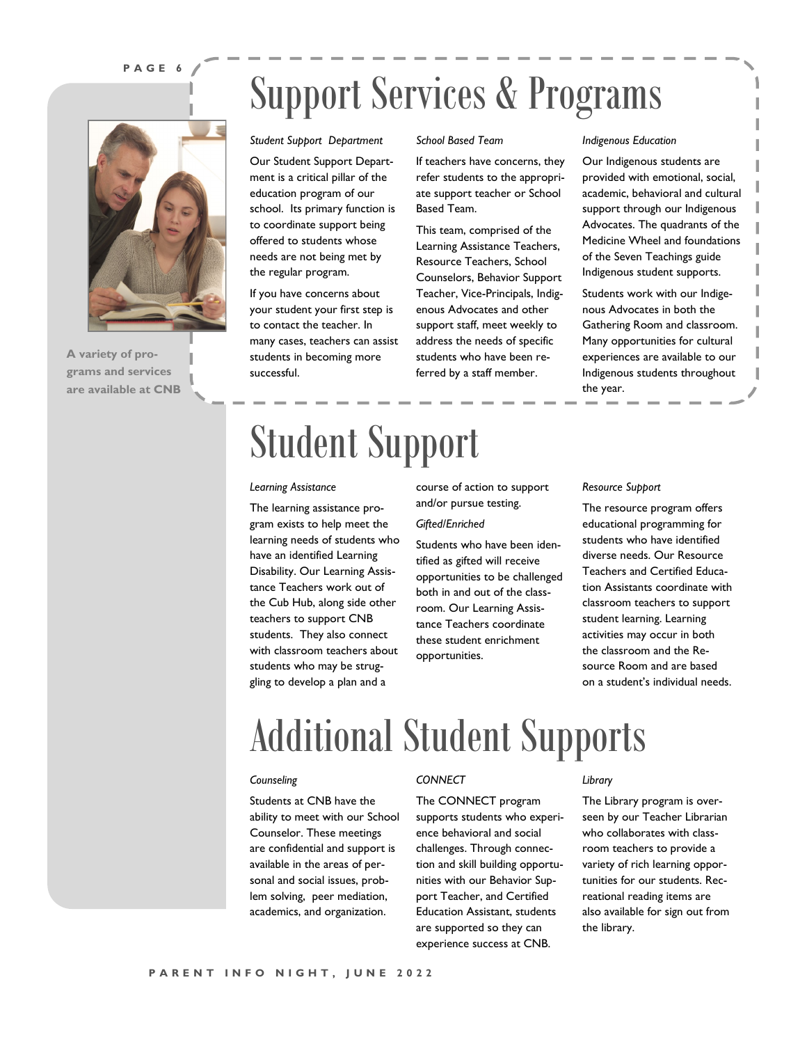# Support Services & Programs

A variety of programs and services are available at CNB

### *Student Support Department*

Our Student Support Department is a critical pillar of the education program of our school. Its primary function is to coordinate support being offered to students whose needs are not being met by the regular program.

If you have concerns about your student your first step is to contact the teacher. In many cases, teachers can assist students in becoming more successful.

### *School Based Team*

If teachers have concerns, they refer students to the appropriate support teacher or School Based Team.

This team, comprised of the Learning Assistance Teachers, Resource Teachers, School Counselors, Behavior Support Teacher, Vice-Principals, Indigenous Advocates and other support staff, meet weekly to address the needs of specific students who have been referred by a staff member.

### *Indigenous Education*

Our Indigenous students are provided with emotional, social, academic, behavioral and cultural support through our Indigenous Advocates. The quadrants of the Medicine Wheel and foundations of the Seven Teachings guide Indigenous student supports.

Students work with our Indigenous Advocates in both the Gathering Room and classroom. Many opportunities for cultural experiences are available to our Indigenous students throughout the year.

# Student Support

### *Learning Assistance*

The learning assistance program exists to help meet the learning needs of students who have an identified Learning Disability. Our Learning Assistance Teachers work out of the Cub Hub, along side other teachers to support CNB students. They also connect with classroom teachers about students who may be struggling to develop a plan and a course of action to support and/or pursue testing.

### *Gifted/Enriched*

Students who have been identified as gifted will receive opportunities to be challenged both in and out of the classroom. Our Learning Assistance Teachers coordinate these student enrichment opportunities.

### *Resource Support*

The resource program offers educational programming for students who have identified diverse needs. Our Resource Teachers and Certified Education Assistants coordinate with classroom teachers to support student learning. Learning activities may occur in both the classroom and the Resource Room and are based on a student's individual needs.

# Additional Student Supports

### *Counseling*

Students at CNB have the ability to meet with our School Counselor. These meetings are confidential and support is available in the areas of personal and social issues, problem solving, peer mediation, academics, and organization.

### *CONNECT*

The CONNECT program supports students who experience behavioral and social challenges. Through connection and skill building opportunities with our Behavior Support Teacher, and Certified Education Assistant, students are supported so they can experience success at CNB.

### *Library*

The Library program is overseen by our Teacher Librarian who collaborates with classroom teachers to provide a variety of rich learning opportunities for our students. Recreational reading items are also available for sign out from the library.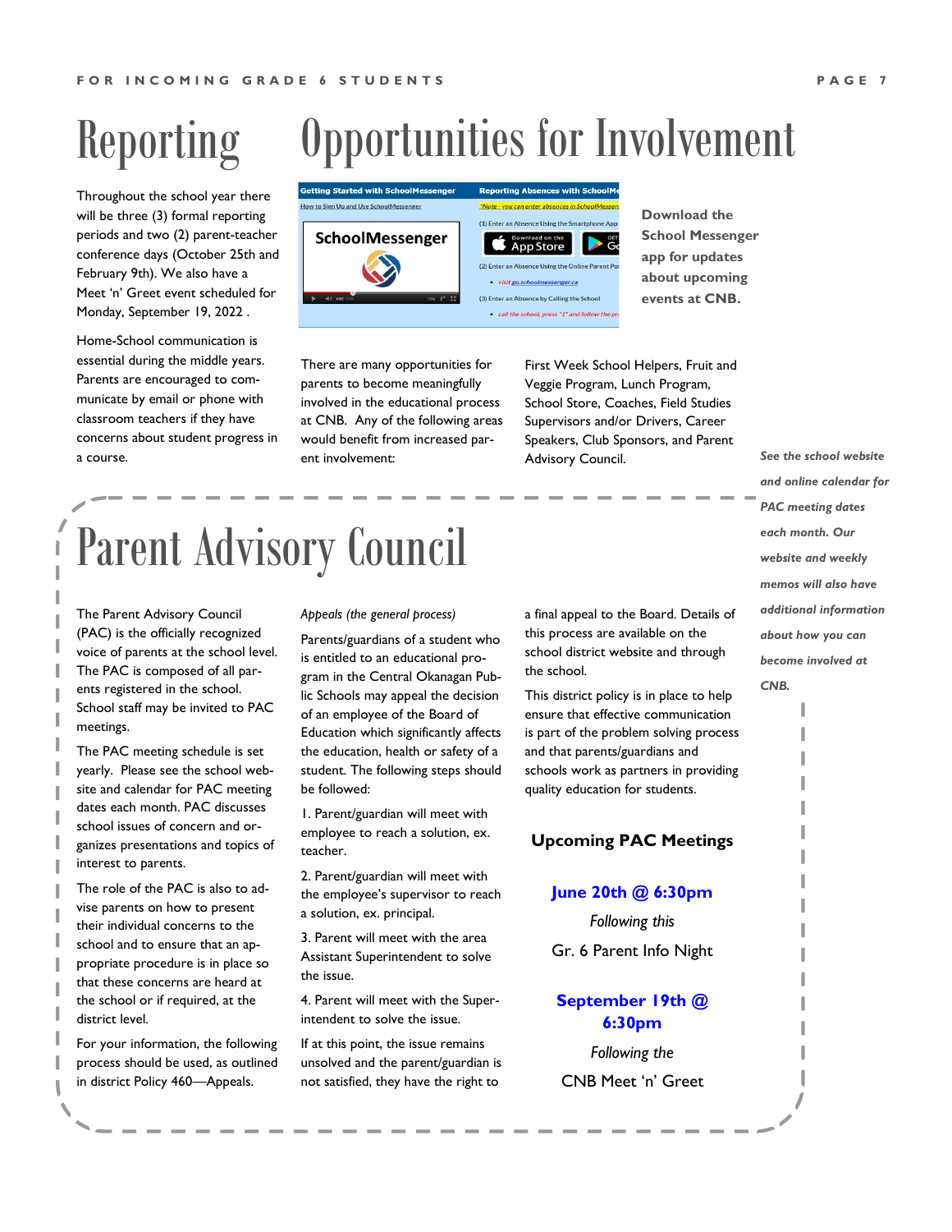# Reporting

Throughout the school year there will be three (3) formal reporting periods and two (2) parent-teacher conference days (October 25th and February 9th). We also have a Meet 'n' Greet event scheduled for Monday, September 19, 2022 .

Home-School communication is essential during the middle years. Parents are encouraged to communicate by email or phone with classroom teachers if they have concerns about student progress in a course.

# Opportunities for Involvement

**Download the School Messenger app for updates about upcoming events at CNB.**

There are many opportunities for parents to become meaningfully involved in the educational process at CNB. Any of the following areas would benefit from increased parent involvement:

First Week School Helpers, Fruit and Veggie Program, Lunch Program, School Store, Coaches, Field Studies Supervisors and/or Drivers, Career Speakers, Club Sponsors, and Parent Advisory Council.

***See the school website and online calendar for PAC meeting dates each month. Our website and weekly memos will also have additional information about how you can become involved at CNB.***

# Parent Advisory Council

The Parent Advisory Council (PAC) is the officially recognized voice of parents at the school level. The PAC is composed of all parents registered in the school. School staff may be invited to PAC meetings.

The PAC meeting schedule is set yearly. Please see the school website and calendar for PAC meeting dates each month. PAC discusses school issues of concern and organizes presentations and topics of interest to parents.

The role of the PAC is also to advise parents on how to present their individual concerns to the school and to ensure that an appropriate procedure is in place so that these concerns are heard at the school or if required, at the district level.

For your information, the following process should be used, as outlined in district Policy 460—Appeals.

*Appeals (the general process)*

Parents/guardians of a student who is entitled to an educational program in the Central Okanagan Public Schools may appeal the decision of an employee of the Board of Education which significantly affects the education, health or safety of a student. The following steps should be followed:

1. Parent/guardian will meet with employee to reach a solution, ex. teacher.
2. Parent/guardian will meet with the employee's supervisor to reach a solution, ex. principal.
3. Parent will meet with the area Assistant Superintendent to solve the issue.
4. Parent will meet with the Superintendent to solve the issue.

If at this point, the issue remains unsolved and the parent/guardian is not satisfied, they have the right to a final appeal to the Board. Details of this process are available on the school district website and through the school.

This district policy is in place to help ensure that effective communication is part of the problem solving process and that parents/guardians and schools work as partners in providing quality education for students.

### Upcoming PAC Meetings

**June 20th @ 6:30pm**
*Following this*
Gr. 6 Parent Info Night

**September 19th @ 6:30pm**
*Following the*
CNB Meet 'n' Greet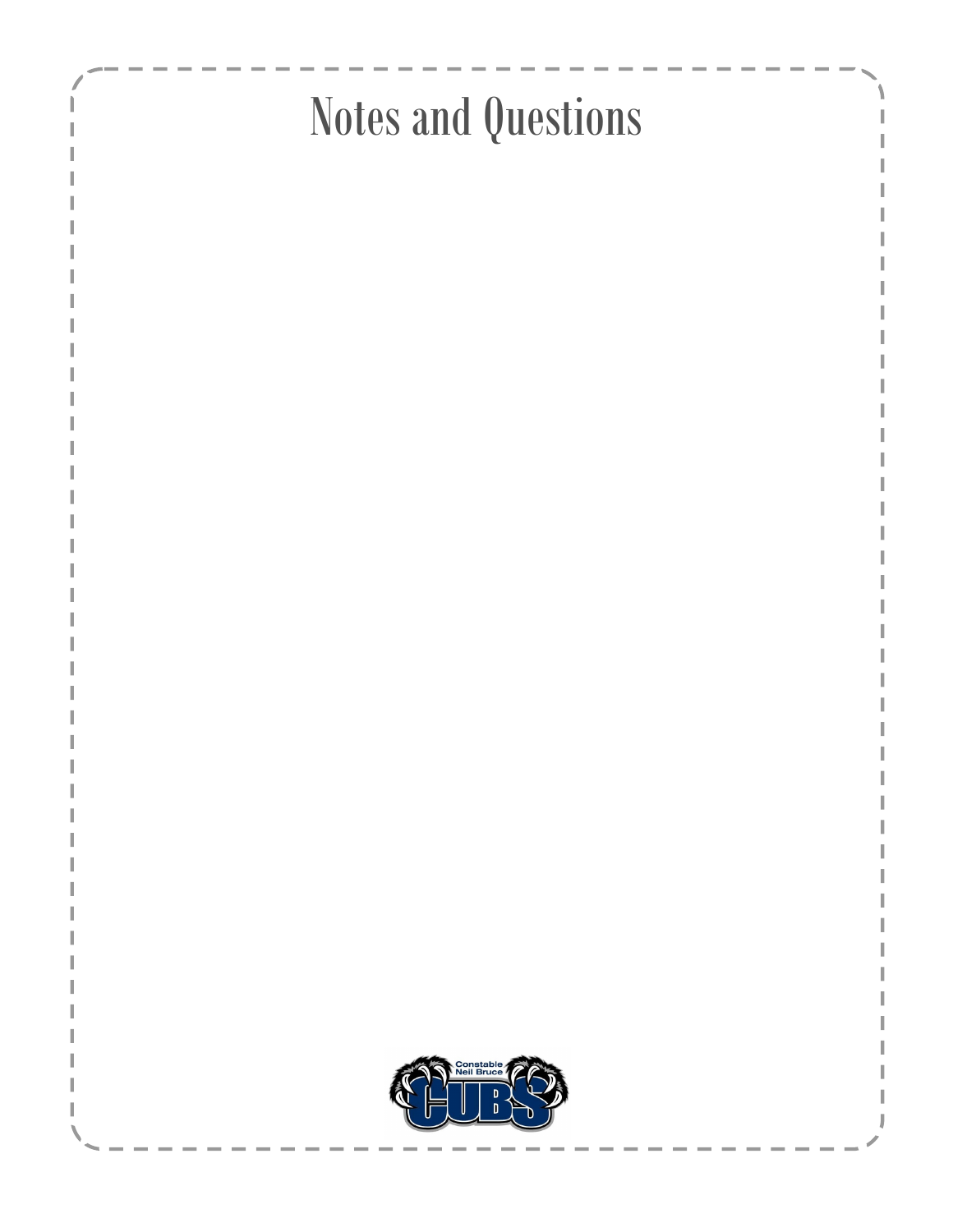# Notes and Questions